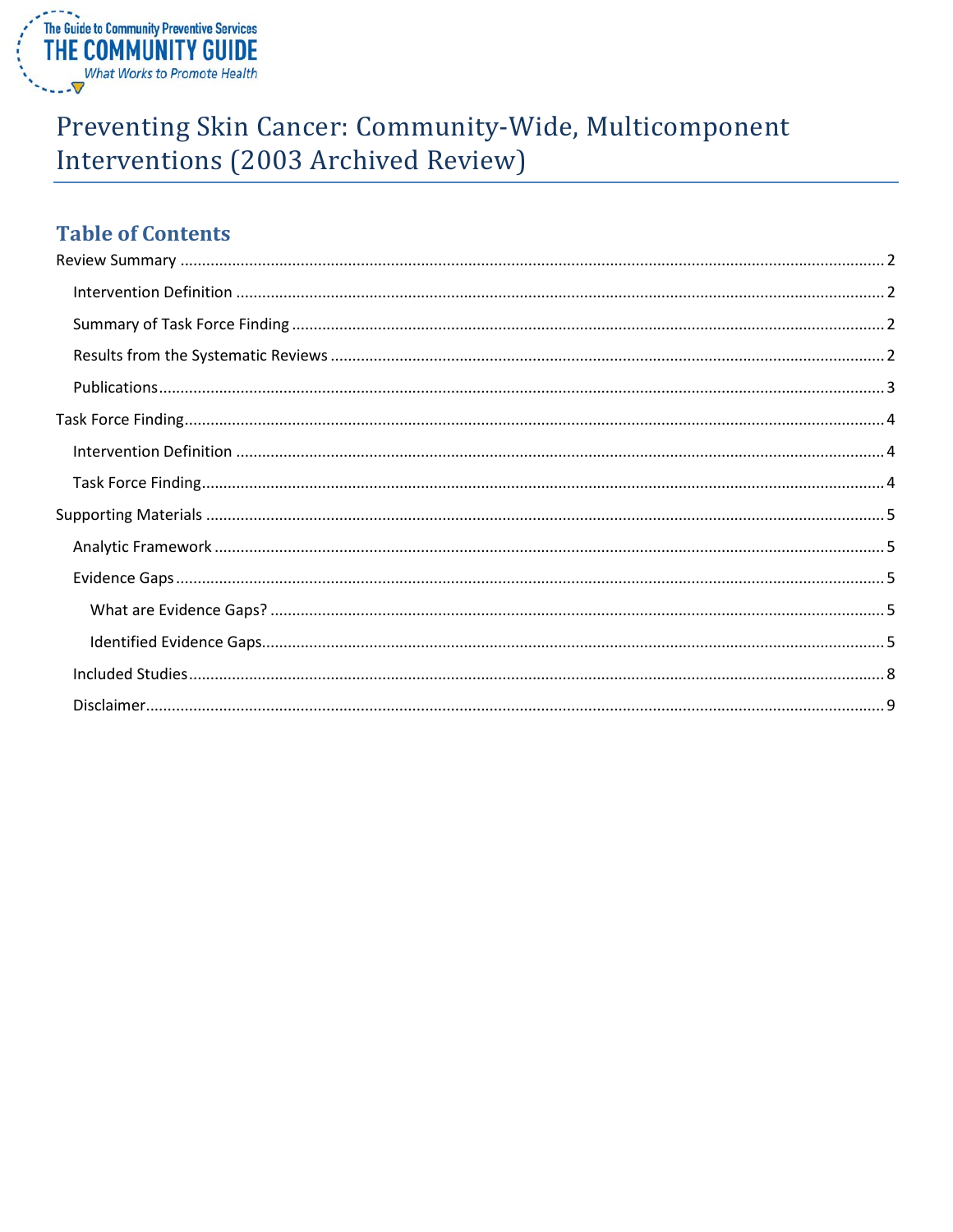The Guide to Community Preventive Services
THE COMMUNITY GUIDE
*What Works to Promote Health*

# Preventing Skin Cancer: Community-Wide, Multicomponent Interventions (2003 Archived Review)

## Table of Contents

- Review Summary ........ 2
  - Intervention Definition ........ 2
  - Summary of Task Force Finding ........ 2
  - Results from the Systematic Reviews ........ 2
  - Publications ........ 3
- Task Force Finding ........ 4
  - Intervention Definition ........ 4
  - Task Force Finding ........ 4
- Supporting Materials ........ 5
  - Analytic Framework ........ 5
  - Evidence Gaps ........ 5
    - What are Evidence Gaps? ........ 5
    - Identified Evidence Gaps ........ 5
  - Included Studies ........ 8
  - Disclaimer ........ 9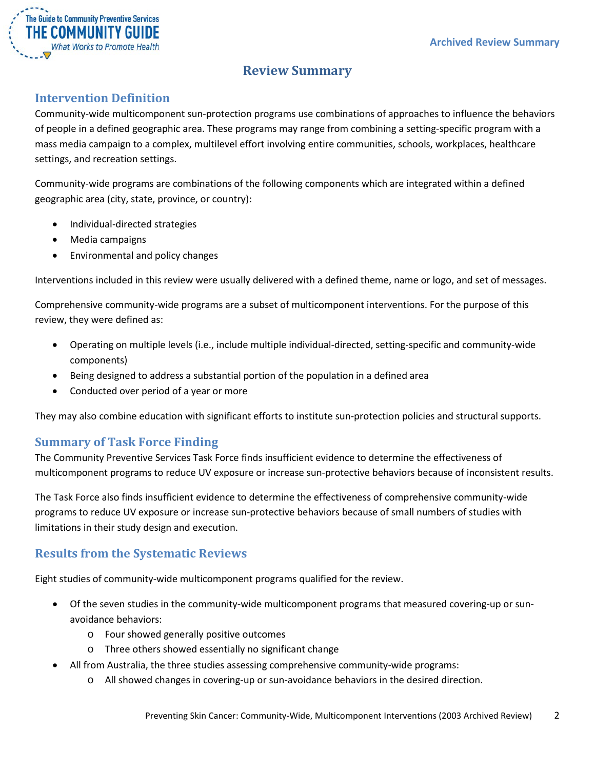# Review Summary

## Intervention Definition

Community-wide multicomponent sun-protection programs use combinations of approaches to influence the behaviors of people in a defined geographic area. These programs may range from combining a setting-specific program with a mass media campaign to a complex, multilevel effort involving entire communities, schools, workplaces, healthcare settings, and recreation settings.

Community-wide programs are combinations of the following components which are integrated within a defined geographic area (city, state, province, or country):

- Individual-directed strategies
- Media campaigns
- Environmental and policy changes

Interventions included in this review were usually delivered with a defined theme, name or logo, and set of messages.

Comprehensive community-wide programs are a subset of multicomponent interventions. For the purpose of this review, they were defined as:

- Operating on multiple levels (i.e., include multiple individual-directed, setting-specific and community-wide components)
- Being designed to address a substantial portion of the population in a defined area
- Conducted over period of a year or more

They may also combine education with significant efforts to institute sun-protection policies and structural supports.

## Summary of Task Force Finding

The Community Preventive Services Task Force finds insufficient evidence to determine the effectiveness of multicomponent programs to reduce UV exposure or increase sun-protective behaviors because of inconsistent results.

The Task Force also finds insufficient evidence to determine the effectiveness of comprehensive community-wide programs to reduce UV exposure or increase sun-protective behaviors because of small numbers of studies with limitations in their study design and execution.

## Results from the Systematic Reviews

Eight studies of community-wide multicomponent programs qualified for the review.

- Of the seven studies in the community-wide multicomponent programs that measured covering-up or sun-avoidance behaviors:
  - Four showed generally positive outcomes
  - Three others showed essentially no significant change
- All from Australia, the three studies assessing comprehensive community-wide programs:
  - All showed changes in covering-up or sun-avoidance behaviors in the desired direction.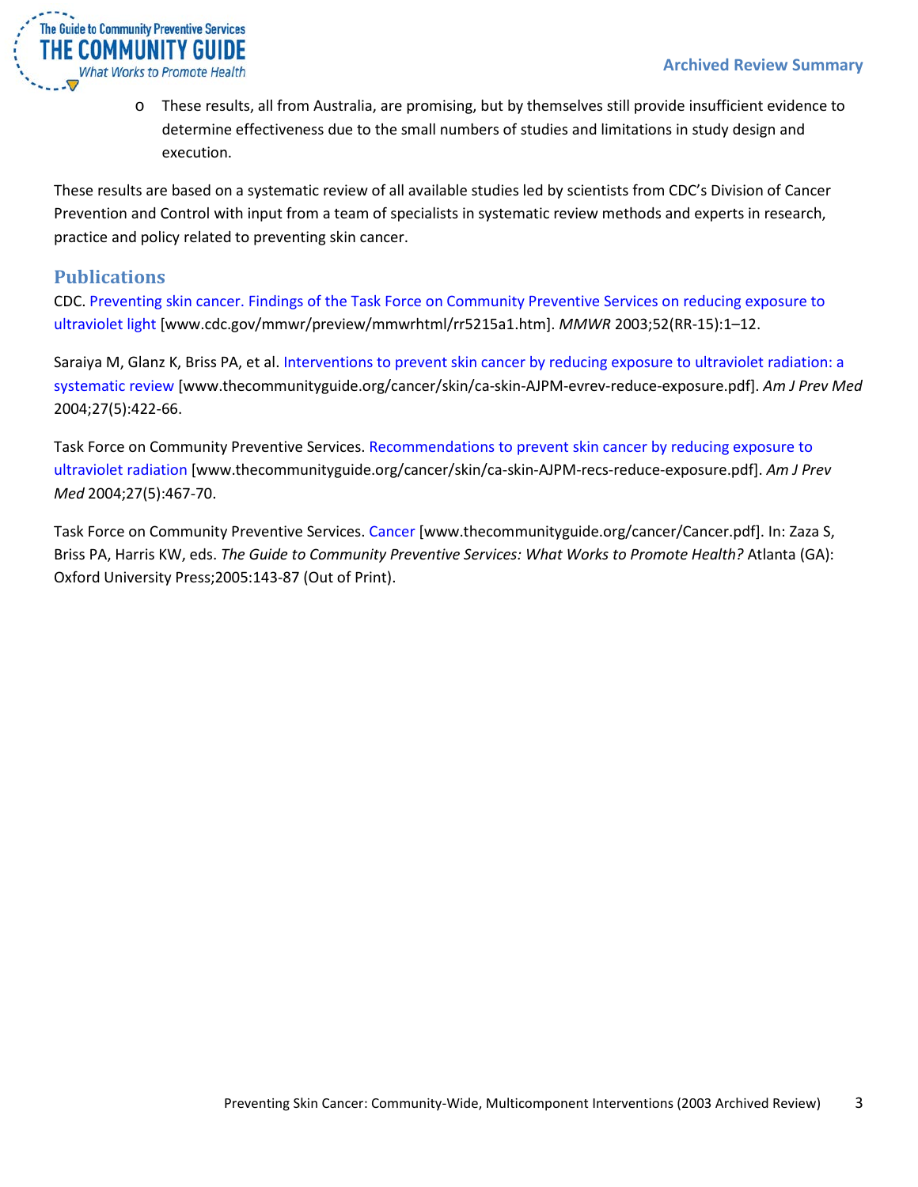- These results, all from Australia, are promising, but by themselves still provide insufficient evidence to determine effectiveness due to the small numbers of studies and limitations in study design and execution.

These results are based on a systematic review of all available studies led by scientists from CDC's Division of Cancer Prevention and Control with input from a team of specialists in systematic review methods and experts in research, practice and policy related to preventing skin cancer.

## Publications

CDC. Preventing skin cancer. Findings of the Task Force on Community Preventive Services on reducing exposure to ultraviolet light [www.cdc.gov/mmwr/preview/mmwrhtml/rr5215a1.htm]. *MMWR* 2003;52(RR-15):1–12.

Saraiya M, Glanz K, Briss PA, et al. Interventions to prevent skin cancer by reducing exposure to ultraviolet radiation: a systematic review [www.thecommunityguide.org/cancer/skin/ca-skin-AJPM-evrev-reduce-exposure.pdf]. *Am J Prev Med* 2004;27(5):422-66.

Task Force on Community Preventive Services. Recommendations to prevent skin cancer by reducing exposure to ultraviolet radiation [www.thecommunityguide.org/cancer/skin/ca-skin-AJPM-recs-reduce-exposure.pdf]. *Am J Prev Med* 2004;27(5):467-70.

Task Force on Community Preventive Services. Cancer [www.thecommunityguide.org/cancer/Cancer.pdf]. In: Zaza S, Briss PA, Harris KW, eds. *The Guide to Community Preventive Services: What Works to Promote Health?* Atlanta (GA): Oxford University Press;2005:143-87 (Out of Print).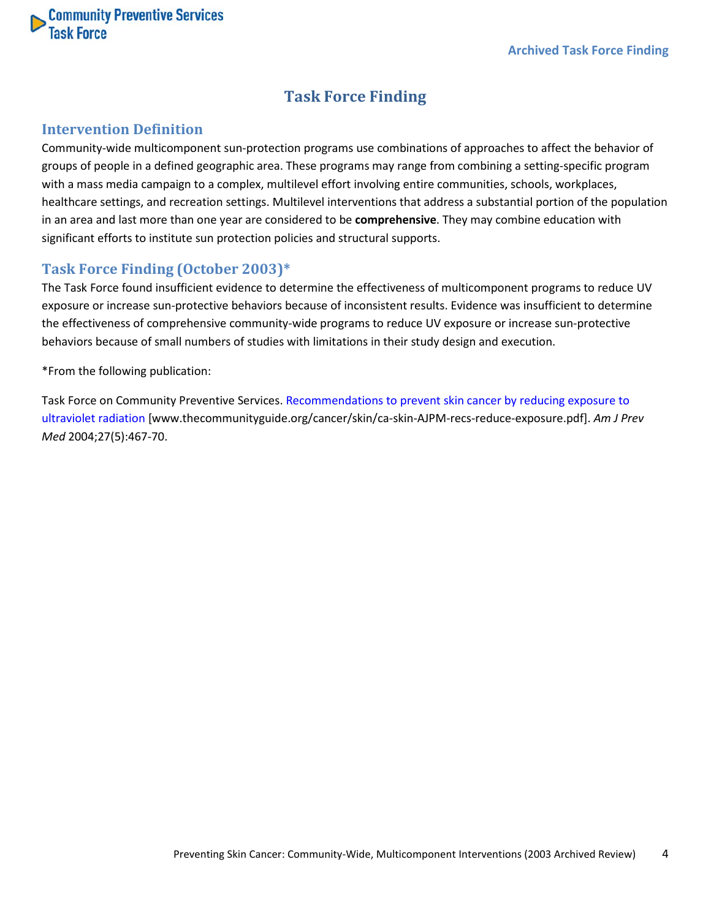# Task Force Finding

## Intervention Definition

Community-wide multicomponent sun-protection programs use combinations of approaches to affect the behavior of groups of people in a defined geographic area. These programs may range from combining a setting-specific program with a mass media campaign to a complex, multilevel effort involving entire communities, schools, workplaces, healthcare settings, and recreation settings. Multilevel interventions that address a substantial portion of the population in an area and last more than one year are considered to be **comprehensive**. They may combine education with significant efforts to institute sun protection policies and structural supports.

## Task Force Finding (October 2003)*

The Task Force found insufficient evidence to determine the effectiveness of multicomponent programs to reduce UV exposure or increase sun-protective behaviors because of inconsistent results. Evidence was insufficient to determine the effectiveness of comprehensive community-wide programs to reduce UV exposure or increase sun-protective behaviors because of small numbers of studies with limitations in their study design and execution.

*From the following publication:

Task Force on Community Preventive Services. Recommendations to prevent skin cancer by reducing exposure to ultraviolet radiation [www.thecommunityguide.org/cancer/skin/ca-skin-AJPM-recs-reduce-exposure.pdf]. *Am J Prev Med* 2004;27(5):467-70.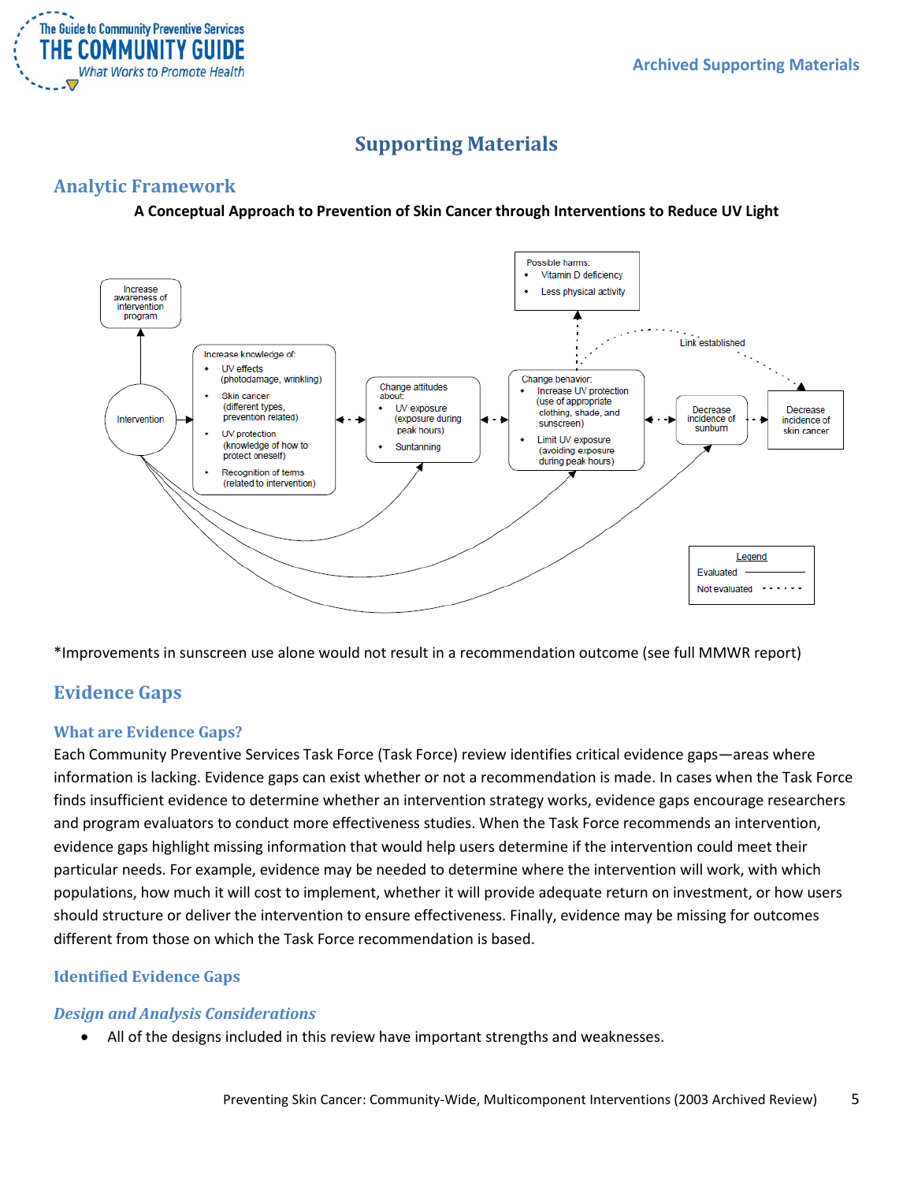# Supporting Materials

## Analytic Framework

**A Conceptual Approach to Prevention of Skin Cancer through Interventions to Reduce UV Light**

Increase awareness of intervention program

Intervention

Increase knowledge of:
- UV effects (photodamage, wrinkling)
- Skin cancer (different types, prevention related)
- UV protection (knowledge of how to protect oneself)
- Recognition of terms (related to intervention)

Change attitudes about:
- UV exposure (exposure during peak hours)
- Suntanning

Change behavior:
- Increase UV protection (use of appropriate clothing, shade, and sunscreen)
- Limit UV exposure (avoiding exposure during peak hours)

Possible harms:
- Vitamin D deficiency
- Less physical activity

Decrease incidence of sunburn

Decrease incidence of skin cancer

Link established

Legend
Evaluated
Not evaluated

*Improvements in sunscreen use alone would not result in a recommendation outcome (see full MMWR report)

## Evidence Gaps

### What are Evidence Gaps?

Each Community Preventive Services Task Force (Task Force) review identifies critical evidence gaps—areas where information is lacking. Evidence gaps can exist whether or not a recommendation is made. In cases when the Task Force finds insufficient evidence to determine whether an intervention strategy works, evidence gaps encourage researchers and program evaluators to conduct more effectiveness studies. When the Task Force recommends an intervention, evidence gaps highlight missing information that would help users determine if the intervention could meet their particular needs. For example, evidence may be needed to determine where the intervention will work, with which populations, how much it will cost to implement, whether it will provide adequate return on investment, or how users should structure or deliver the intervention to ensure effectiveness. Finally, evidence may be missing for outcomes different from those on which the Task Force recommendation is based.

### Identified Evidence Gaps

#### *Design and Analysis Considerations*

- All of the designs included in this review have important strengths and weaknesses.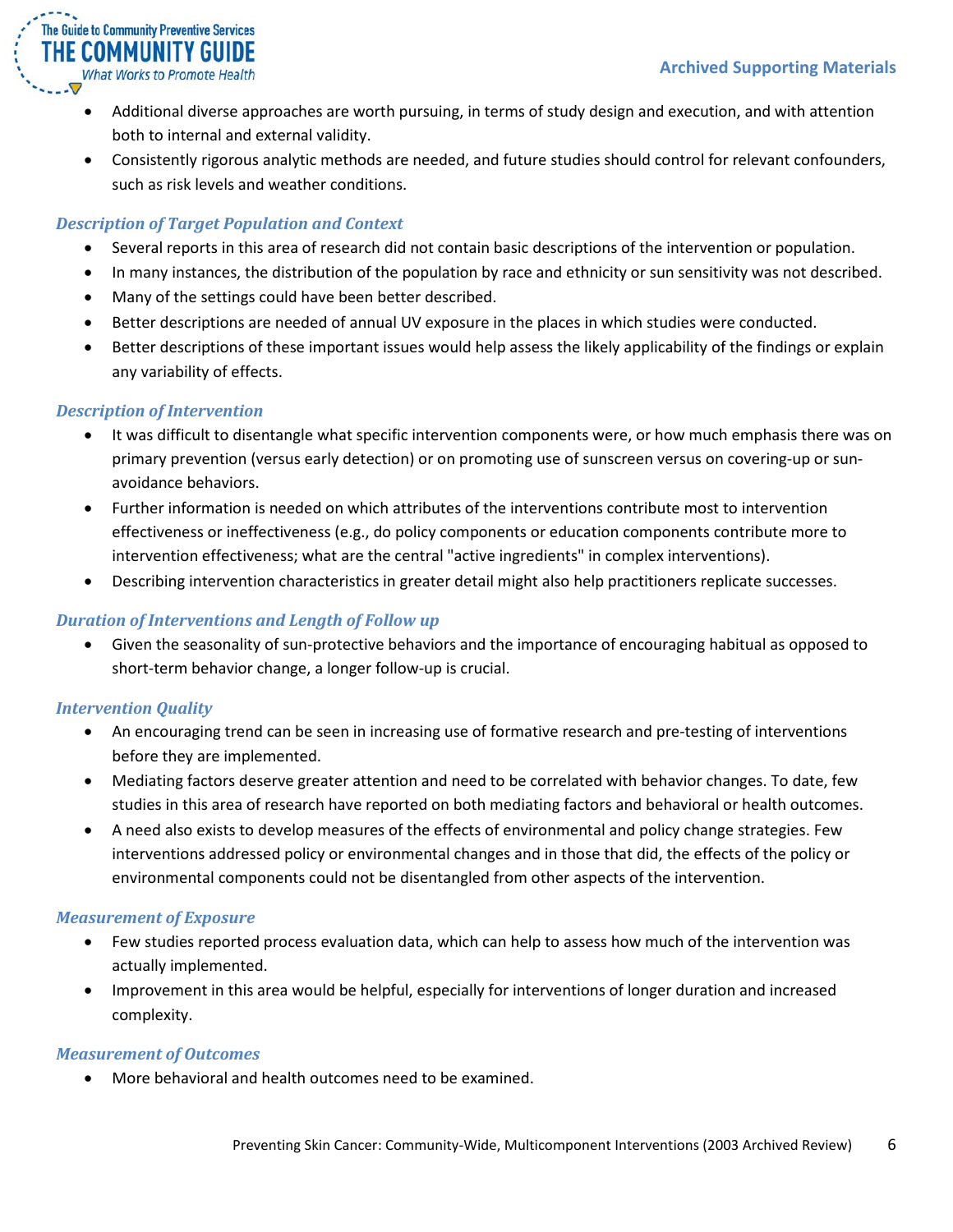- Additional diverse approaches are worth pursuing, in terms of study design and execution, and with attention both to internal and external validity.
- Consistently rigorous analytic methods are needed, and future studies should control for relevant confounders, such as risk levels and weather conditions.

### *Description of Target Population and Context*

- Several reports in this area of research did not contain basic descriptions of the intervention or population.
- In many instances, the distribution of the population by race and ethnicity or sun sensitivity was not described.
- Many of the settings could have been better described.
- Better descriptions are needed of annual UV exposure in the places in which studies were conducted.
- Better descriptions of these important issues would help assess the likely applicability of the findings or explain any variability of effects.

### *Description of Intervention*

- It was difficult to disentangle what specific intervention components were, or how much emphasis there was on primary prevention (versus early detection) or on promoting use of sunscreen versus on covering-up or sun-avoidance behaviors.
- Further information is needed on which attributes of the interventions contribute most to intervention effectiveness or ineffectiveness (e.g., do policy components or education components contribute more to intervention effectiveness; what are the central "active ingredients" in complex interventions).
- Describing intervention characteristics in greater detail might also help practitioners replicate successes.

### *Duration of Interventions and Length of Follow up*

- Given the seasonality of sun-protective behaviors and the importance of encouraging habitual as opposed to short-term behavior change, a longer follow-up is crucial.

### *Intervention Quality*

- An encouraging trend can be seen in increasing use of formative research and pre-testing of interventions before they are implemented.
- Mediating factors deserve greater attention and need to be correlated with behavior changes. To date, few studies in this area of research have reported on both mediating factors and behavioral or health outcomes.
- A need also exists to develop measures of the effects of environmental and policy change strategies. Few interventions addressed policy or environmental changes and in those that did, the effects of the policy or environmental components could not be disentangled from other aspects of the intervention.

### *Measurement of Exposure*

- Few studies reported process evaluation data, which can help to assess how much of the intervention was actually implemented.
- Improvement in this area would be helpful, especially for interventions of longer duration and increased complexity.

### *Measurement of Outcomes*

- More behavioral and health outcomes need to be examined.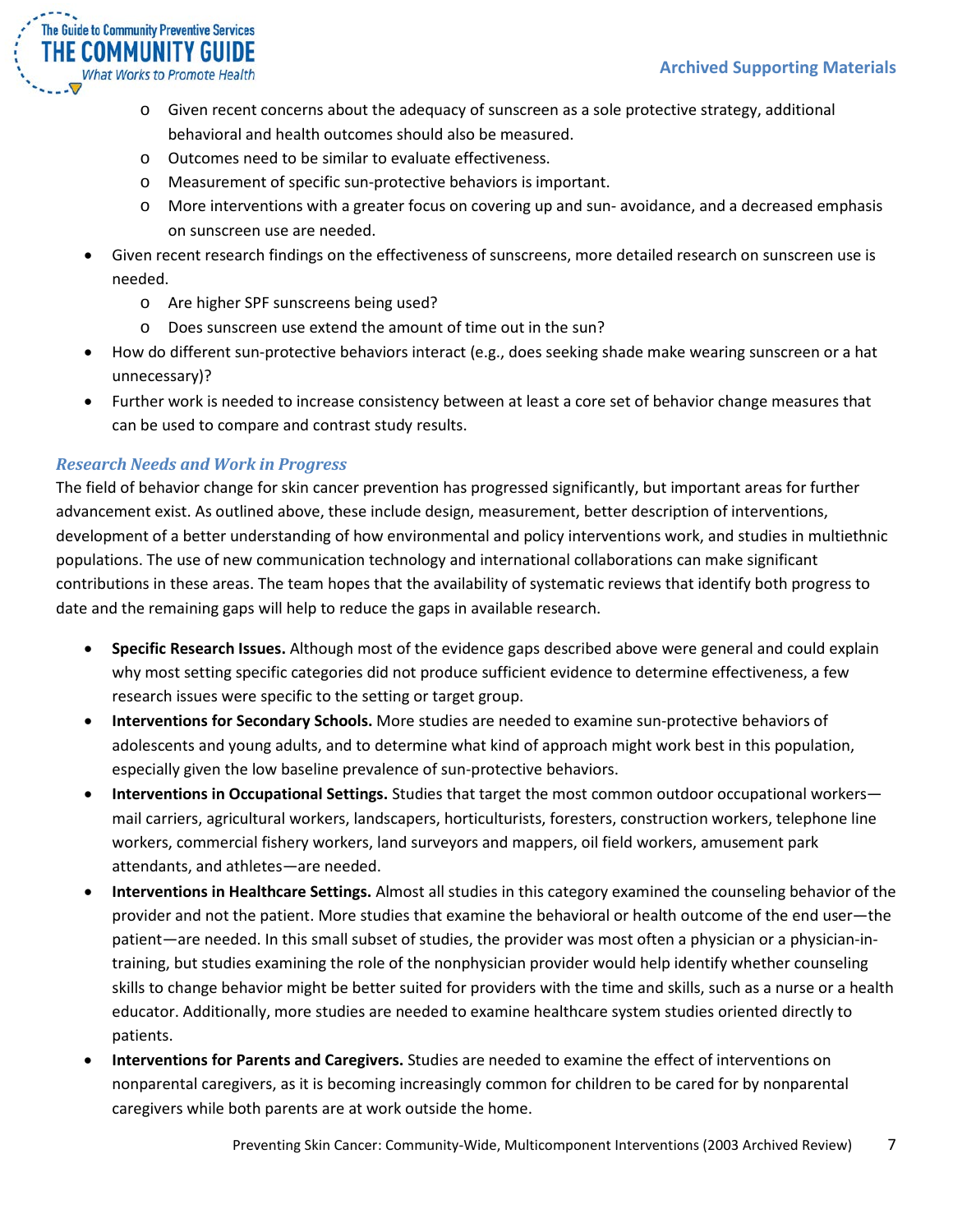- Given recent concerns about the adequacy of sunscreen as a sole protective strategy, additional behavioral and health outcomes should also be measured.
  - Outcomes need to be similar to evaluate effectiveness.
  - Measurement of specific sun-protective behaviors is important.
  - More interventions with a greater focus on covering up and sun- avoidance, and a decreased emphasis on sunscreen use are needed.
- Given recent research findings on the effectiveness of sunscreens, more detailed research on sunscreen use is needed.
  - Are higher SPF sunscreens being used?
  - Does sunscreen use extend the amount of time out in the sun?
- How do different sun-protective behaviors interact (e.g., does seeking shade make wearing sunscreen or a hat unnecessary)?
- Further work is needed to increase consistency between at least a core set of behavior change measures that can be used to compare and contrast study results.

### *Research Needs and Work in Progress*

The field of behavior change for skin cancer prevention has progressed significantly, but important areas for further advancement exist. As outlined above, these include design, measurement, better description of interventions, development of a better understanding of how environmental and policy interventions work, and studies in multiethnic populations. The use of new communication technology and international collaborations can make significant contributions in these areas. The team hopes that the availability of systematic reviews that identify both progress to date and the remaining gaps will help to reduce the gaps in available research.

- **Specific Research Issues.** Although most of the evidence gaps described above were general and could explain why most setting specific categories did not produce sufficient evidence to determine effectiveness, a few research issues were specific to the setting or target group.
- **Interventions for Secondary Schools.** More studies are needed to examine sun-protective behaviors of adolescents and young adults, and to determine what kind of approach might work best in this population, especially given the low baseline prevalence of sun-protective behaviors.
- **Interventions in Occupational Settings.** Studies that target the most common outdoor occupational workers—mail carriers, agricultural workers, landscapers, horticulturists, foresters, construction workers, telephone line workers, commercial fishery workers, land surveyors and mappers, oil field workers, amusement park attendants, and athletes—are needed.
- **Interventions in Healthcare Settings.** Almost all studies in this category examined the counseling behavior of the provider and not the patient. More studies that examine the behavioral or health outcome of the end user—the patient—are needed. In this small subset of studies, the provider was most often a physician or a physician-in-training, but studies examining the role of the nonphysician provider would help identify whether counseling skills to change behavior might be better suited for providers with the time and skills, such as a nurse or a health educator. Additionally, more studies are needed to examine healthcare system studies oriented directly to patients.
- **Interventions for Parents and Caregivers.** Studies are needed to examine the effect of interventions on nonparental caregivers, as it is becoming increasingly common for children to be cared for by nonparental caregivers while both parents are at work outside the home.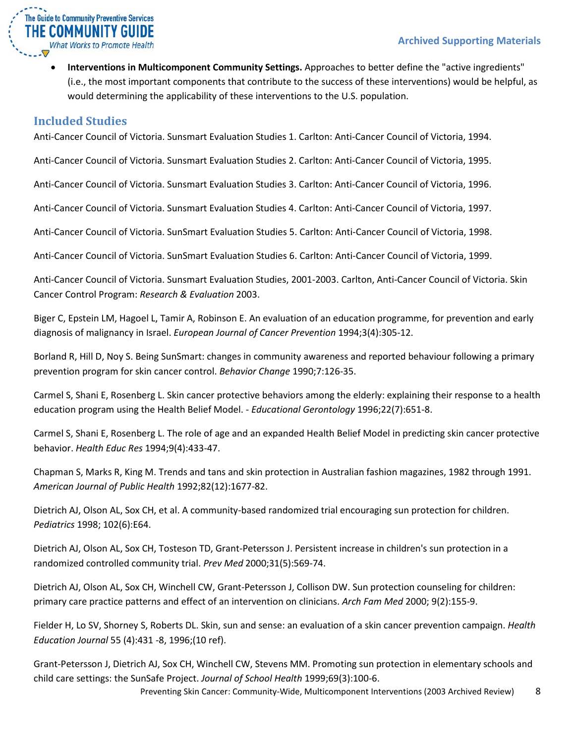- **Interventions in Multicomponent Community Settings.** Approaches to better define the "active ingredients" (i.e., the most important components that contribute to the success of these interventions) would be helpful, as would determining the applicability of these interventions to the U.S. population.

## Included Studies

Anti-Cancer Council of Victoria. Sunsmart Evaluation Studies 1. Carlton: Anti-Cancer Council of Victoria, 1994.

Anti-Cancer Council of Victoria. Sunsmart Evaluation Studies 2. Carlton: Anti-Cancer Council of Victoria, 1995.

Anti-Cancer Council of Victoria. Sunsmart Evaluation Studies 3. Carlton: Anti-Cancer Council of Victoria, 1996.

Anti-Cancer Council of Victoria. Sunsmart Evaluation Studies 4. Carlton: Anti-Cancer Council of Victoria, 1997.

Anti-Cancer Council of Victoria. SunSmart Evaluation Studies 5. Carlton: Anti-Cancer Council of Victoria, 1998.

Anti-Cancer Council of Victoria. SunSmart Evaluation Studies 6. Carlton: Anti-Cancer Council of Victoria, 1999.

Anti-Cancer Council of Victoria. Sunsmart Evaluation Studies, 2001-2003. Carlton, Anti-Cancer Council of Victoria. Skin Cancer Control Program: *Research & Evaluation* 2003.

Biger C, Epstein LM, Hagoel L, Tamir A, Robinson E. An evaluation of an education programme, for prevention and early diagnosis of malignancy in Israel. *European Journal of Cancer Prevention* 1994;3(4):305-12.

Borland R, Hill D, Noy S. Being SunSmart: changes in community awareness and reported behaviour following a primary prevention program for skin cancer control. *Behavior Change* 1990;7:126-35.

Carmel S, Shani E, Rosenberg L. Skin cancer protective behaviors among the elderly: explaining their response to a health education program using the Health Belief Model. - *Educational Gerontology* 1996;22(7):651-8.

Carmel S, Shani E, Rosenberg L. The role of age and an expanded Health Belief Model in predicting skin cancer protective behavior. *Health Educ Res* 1994;9(4):433-47.

Chapman S, Marks R, King M. Trends and tans and skin protection in Australian fashion magazines, 1982 through 1991. *American Journal of Public Health* 1992;82(12):1677-82.

Dietrich AJ, Olson AL, Sox CH, et al. A community-based randomized trial encouraging sun protection for children. *Pediatrics* 1998; 102(6):E64.

Dietrich AJ, Olson AL, Sox CH, Tosteson TD, Grant-Petersson J. Persistent increase in children's sun protection in a randomized controlled community trial. *Prev Med* 2000;31(5):569-74.

Dietrich AJ, Olson AL, Sox CH, Winchell CW, Grant-Petersson J, Collison DW. Sun protection counseling for children: primary care practice patterns and effect of an intervention on clinicians. *Arch Fam Med* 2000; 9(2):155-9.

Fielder H, Lo SV, Shorney S, Roberts DL. Skin, sun and sense: an evaluation of a skin cancer prevention campaign. *Health Education Journal* 55 (4):431 -8, 1996;(10 ref).

Grant-Petersson J, Dietrich AJ, Sox CH, Winchell CW, Stevens MM. Promoting sun protection in elementary schools and child care settings: the SunSafe Project. *Journal of School Health* 1999;69(3):100-6.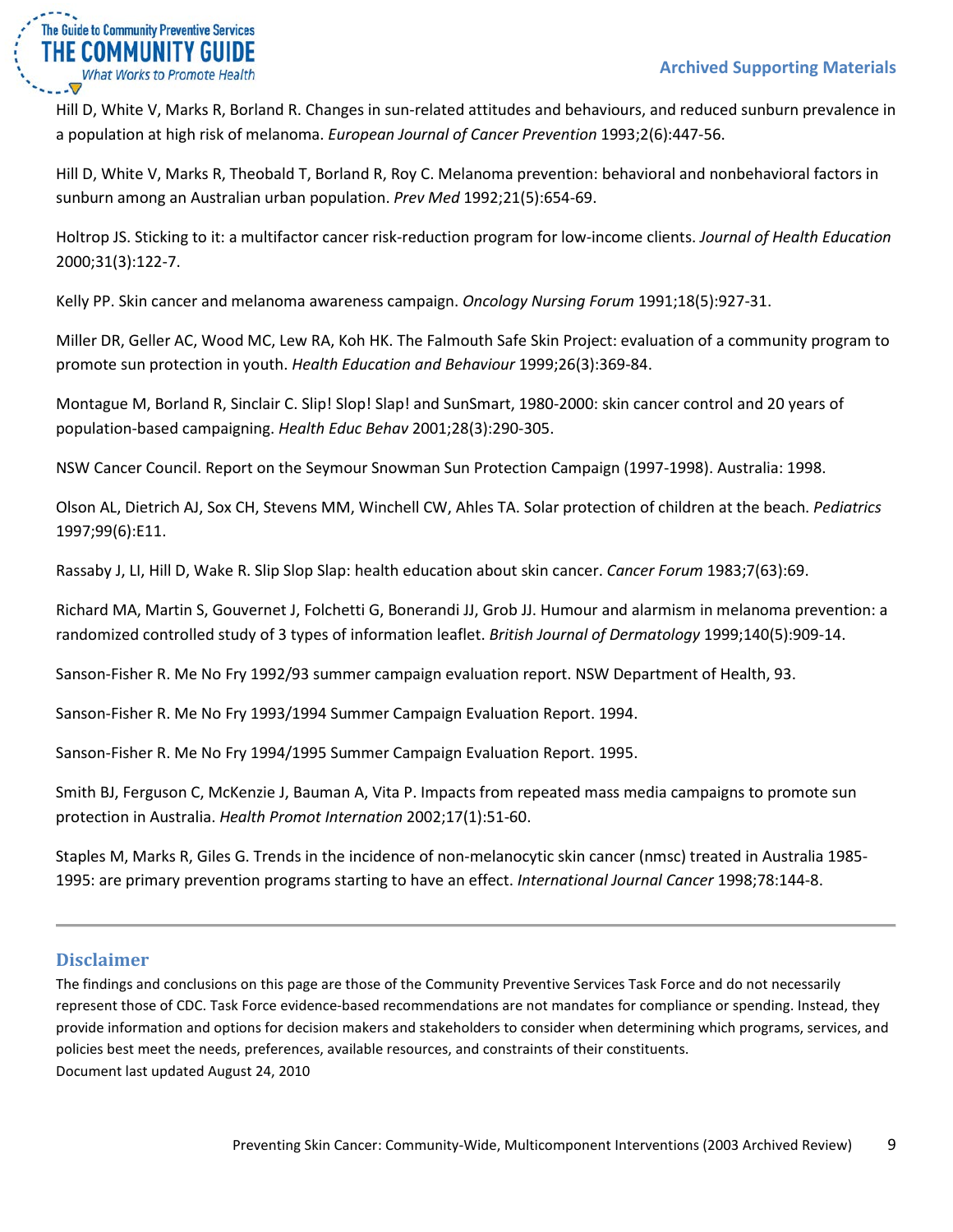Hill D, White V, Marks R, Borland R. Changes in sun-related attitudes and behaviours, and reduced sunburn prevalence in a population at high risk of melanoma. *European Journal of Cancer Prevention* 1993;2(6):447-56.

Hill D, White V, Marks R, Theobald T, Borland R, Roy C. Melanoma prevention: behavioral and nonbehavioral factors in sunburn among an Australian urban population. *Prev Med* 1992;21(5):654-69.

Holtrop JS. Sticking to it: a multifactor cancer risk-reduction program for low-income clients. *Journal of Health Education* 2000;31(3):122-7.

Kelly PP. Skin cancer and melanoma awareness campaign. *Oncology Nursing Forum* 1991;18(5):927-31.

Miller DR, Geller AC, Wood MC, Lew RA, Koh HK. The Falmouth Safe Skin Project: evaluation of a community program to promote sun protection in youth. *Health Education and Behaviour* 1999;26(3):369-84.

Montague M, Borland R, Sinclair C. Slip! Slop! Slap! and SunSmart, 1980-2000: skin cancer control and 20 years of population-based campaigning. *Health Educ Behav* 2001;28(3):290-305.

NSW Cancer Council. Report on the Seymour Snowman Sun Protection Campaign (1997-1998). Australia: 1998.

Olson AL, Dietrich AJ, Sox CH, Stevens MM, Winchell CW, Ahles TA. Solar protection of children at the beach. *Pediatrics* 1997;99(6):E11.

Rassaby J, LI, Hill D, Wake R. Slip Slop Slap: health education about skin cancer. *Cancer Forum* 1983;7(63):69.

Richard MA, Martin S, Gouvernet J, Folchetti G, Bonerandi JJ, Grob JJ. Humour and alarmism in melanoma prevention: a randomized controlled study of 3 types of information leaflet. *British Journal of Dermatology* 1999;140(5):909-14.

Sanson-Fisher R. Me No Fry 1992/93 summer campaign evaluation report. NSW Department of Health, 93.

Sanson-Fisher R. Me No Fry 1993/1994 Summer Campaign Evaluation Report. 1994.

Sanson-Fisher R. Me No Fry 1994/1995 Summer Campaign Evaluation Report. 1995.

Smith BJ, Ferguson C, McKenzie J, Bauman A, Vita P. Impacts from repeated mass media campaigns to promote sun protection in Australia. *Health Promot Internation* 2002;17(1):51-60.

Staples M, Marks R, Giles G. Trends in the incidence of non-melanocytic skin cancer (nmsc) treated in Australia 1985-1995: are primary prevention programs starting to have an effect. *International Journal Cancer* 1998;78:144-8.

---

## Disclaimer

The findings and conclusions on this page are those of the Community Preventive Services Task Force and do not necessarily represent those of CDC. Task Force evidence-based recommendations are not mandates for compliance or spending. Instead, they provide information and options for decision makers and stakeholders to consider when determining which programs, services, and policies best meet the needs, preferences, available resources, and constraints of their constituents.
Document last updated August 24, 2010